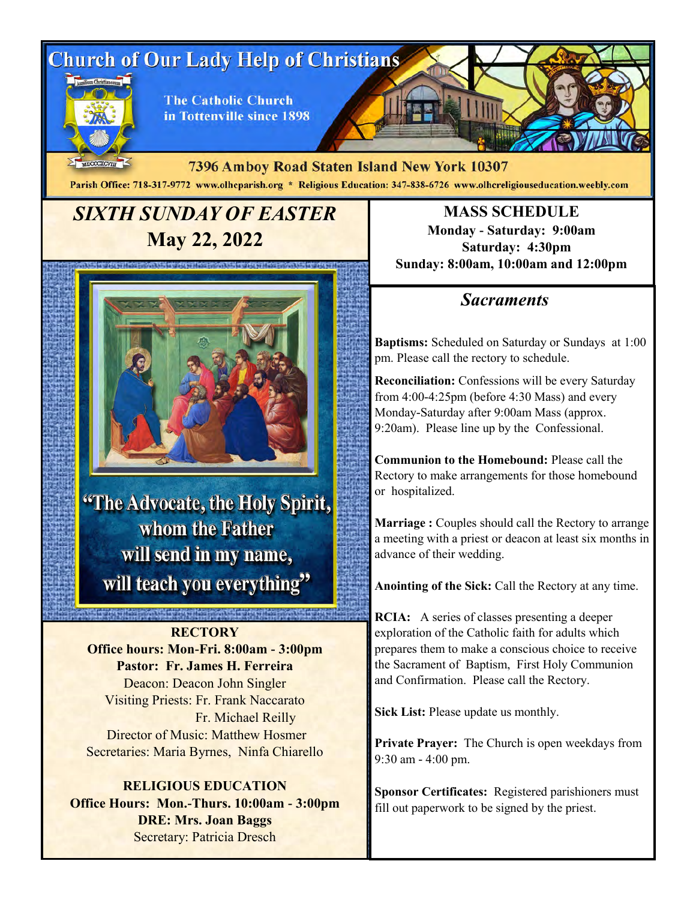# Church of Our Lady Help of Christians

The Catholic Church in Tottenville since 1898

7396 Amboy Road Staten Island New York 10307

Parish Office: 718-317-9772 www.olhcparish.org * Religious Education: 347-838-6726 www.olhcreligiouseducation.weebly.com

## *SIXTH SUNDAY OF EASTER*
## May 22, 2022

"The Advocate, the Holy Spirit, whom the Father will send in my name, will teach you everything"

**RECTORY**
**Office hours: Mon-Fri. 8:00am - 3:00pm**
**Pastor: Fr. James H. Ferreira**
Deacon: Deacon John Singler
Visiting Priests: Fr. Frank Naccarato
Fr. Michael Reilly
Director of Music: Matthew Hosmer
Secretaries: Maria Byrnes, Ninfa Chiarello

**RELIGIOUS EDUCATION**
**Office Hours: Mon.-Thurs. 10:00am - 3:00pm**
**DRE: Mrs. Joan Baggs**
Secretary: Patricia Dresch

## MASS SCHEDULE

**Monday - Saturday: 9:00am**
**Saturday: 4:30pm**
**Sunday: 8:00am, 10:00am and 12:00pm**

## *Sacraments*

**Baptisms:** Scheduled on Saturday or Sundays at 1:00 pm. Please call the rectory to schedule.

**Reconciliation:** Confessions will be every Saturday from 4:00-4:25pm (before 4:30 Mass) and every Monday-Saturday after 9:00am Mass (approx. 9:20am). Please line up by the Confessional.

**Communion to the Homebound:** Please call the Rectory to make arrangements for those homebound or hospitalized.

**Marriage :** Couples should call the Rectory to arrange a meeting with a priest or deacon at least six months in advance of their wedding.

**Anointing of the Sick:** Call the Rectory at any time.

**RCIA:** A series of classes presenting a deeper exploration of the Catholic faith for adults which prepares them to make a conscious choice to receive the Sacrament of Baptism, First Holy Communion and Confirmation. Please call the Rectory.

**Sick List:** Please update us monthly.

**Private Prayer:** The Church is open weekdays from 9:30 am - 4:00 pm.

**Sponsor Certificates:** Registered parishioners must fill out paperwork to be signed by the priest.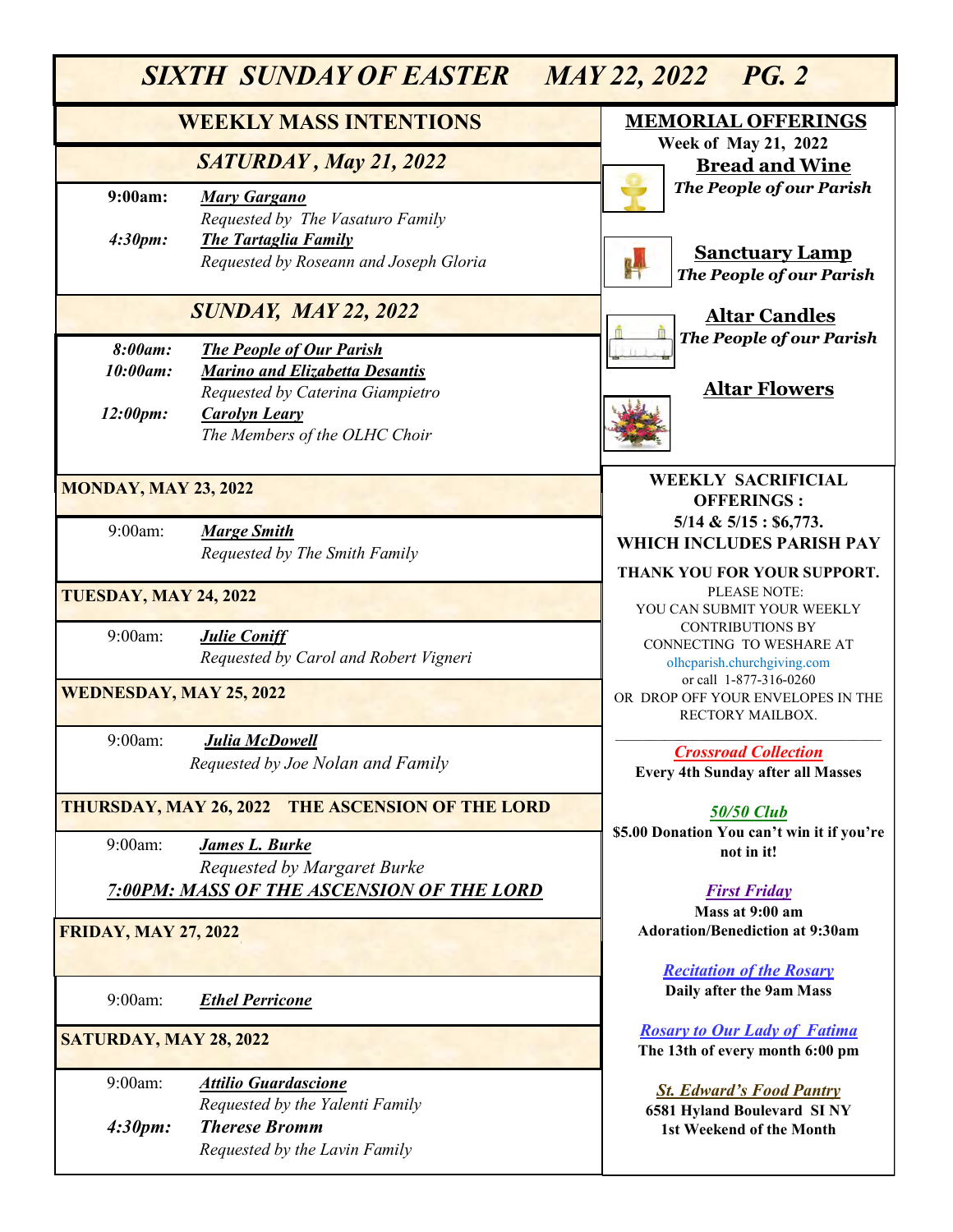# SIXTH SUNDAY OF EASTER MAY 22, 2022 PG. 2

## WEEKLY MASS INTENTIONS

### *SATURDAY, May 21, 2022*

**9:00am:** ***Mary Gargano***
*Requested by The Vasaturo Family*

***4:30pm:*** ***The Tartaglia Family***
*Requested by Roseann and Joseph Gloria*

### *SUNDAY, MAY 22, 2022*

***8:00am:*** ***The People of Our Parish***

***10:00am:*** ***Marino and Elizabetta Desantis***
*Requested by Caterina Giampietro*

***12:00pm:*** ***Carolyn Leary***
*The Members of the OLHC Choir*

### MONDAY, MAY 23, 2022

9:00am: ***Marge Smith***
*Requested by The Smith Family*

### TUESDAY, MAY 24, 2022

9:00am: ***Julie Coniff***
*Requested by Carol and Robert Vigneri*

### WEDNESDAY, MAY 25, 2022

9:00am: ***Julia McDowell***
*Requested by Joe Nolan and Family*

### THURSDAY, MAY 26, 2022 THE ASCENSION OF THE LORD

9:00am: ***James L. Burke***
*Requested by Margaret Burke*

***7:00PM: MASS OF THE ASCENSION OF THE LORD***

### FRIDAY, MAY 27, 2022

9:00am: ***Ethel Perricone***

### SATURDAY, MAY 28, 2022

9:00am: ***Attilio Guardascione***
*Requested by the Yalenti Family*

***4:30pm:*** ***Therese Bromm***
*Requested by the Lavin Family*

## MEMORIAL OFFERINGS

**Week of May 21, 2022**

**Bread and Wine**
***The People of our Parish***

**Sanctuary Lamp**
***The People of our Parish***

**Altar Candles**
***The People of our Parish***

**Altar Flowers**

## WEEKLY SACRIFICIAL OFFERINGS :

**5/14 & 5/15 : $6,773.**
**WHICH INCLUDES PARISH PAY**

**THANK YOU FOR YOUR SUPPORT.**

PLEASE NOTE:
YOU CAN SUBMIT YOUR WEEKLY CONTRIBUTIONS BY CONNECTING TO WESHARE AT olhcparish.churchgiving.com or call 1-877-316-0260 OR DROP OFF YOUR ENVELOPES IN THE RECTORY MAILBOX.

***Crossroad Collection***
**Every 4th Sunday after all Masses**

***50/50 Club***
**$5.00 Donation You can't win it if you're not in it!**

***First Friday***
**Mass at 9:00 am**
**Adoration/Benediction at 9:30am**

***Recitation of the Rosary***
**Daily after the 9am Mass**

***Rosary to Our Lady of Fatima***
**The 13th of every month 6:00 pm**

***St. Edward's Food Pantry***
**6581 Hyland Boulevard SI NY**
**1st Weekend of the Month**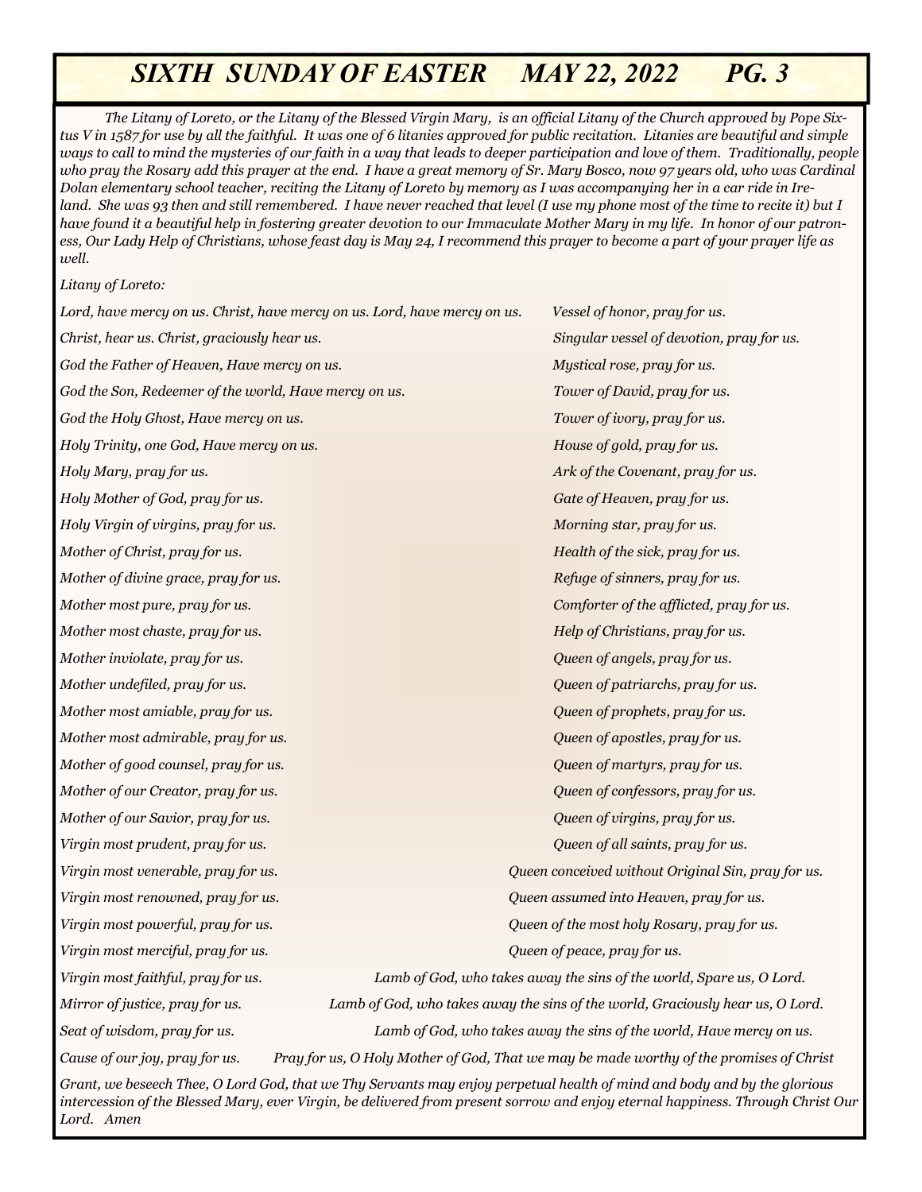*The Litany of Loreto, or the Litany of the Blessed Virgin Mary, is an official Litany of the Church approved by Pope Sixtus V in 1587 for use by all the faithful. It was one of 6 litanies approved for public recitation. Litanies are beautiful and simple ways to call to mind the mysteries of our faith in a way that leads to deeper participation and love of them. Traditionally, people who pray the Rosary add this prayer at the end. I have a great memory of Sr. Mary Bosco, now 97 years old, who was Cardinal Dolan elementary school teacher, reciting the Litany of Loreto by memory as I was accompanying her in a car ride in Ireland. She was 93 then and still remembered. I have never reached that level (I use my phone most of the time to recite it) but I have found it a beautiful help in fostering greater devotion to our Immaculate Mother Mary in my life. In honor of our patroness, Our Lady Help of Christians, whose feast day is May 24, I recommend this prayer to become a part of your prayer life as well.*

*Litany of Loreto:*

*Lord, have mercy on us. Christ, have mercy on us. Lord, have mercy on us.*

*Christ, hear us. Christ, graciously hear us.*

*God the Father of Heaven, Have mercy on us.*

*God the Son, Redeemer of the world, Have mercy on us.*

*God the Holy Ghost, Have mercy on us.*

*Holy Trinity, one God, Have mercy on us.*

*Holy Mary, pray for us.*

*Holy Mother of God, pray for us.*

*Holy Virgin of virgins, pray for us.*

*Mother of Christ, pray for us.*

*Mother of divine grace, pray for us.*

*Mother most pure, pray for us.*

*Mother most chaste, pray for us.*

*Mother inviolate, pray for us.*

*Mother undefiled, pray for us.*

*Mother most amiable, pray for us.*

*Mother most admirable, pray for us.*

*Mother of good counsel, pray for us.*

*Mother of our Creator, pray for us.*

*Mother of our Savior, pray for us.*

*Virgin most prudent, pray for us.*

*Virgin most venerable, pray for us.*

*Virgin most renowned, pray for us.*

*Virgin most powerful, pray for us.*

*Virgin most merciful, pray for us.*

*Virgin most faithful, pray for us.*

*Mirror of justice, pray for us.*

*Seat of wisdom, pray for us.*

*Cause of our joy, pray for us.*

*Vessel of honor, pray for us.*

*Singular vessel of devotion, pray for us.*

*Mystical rose, pray for us.*

*Tower of David, pray for us.*

*Tower of ivory, pray for us.*

*House of gold, pray for us.*

*Ark of the Covenant, pray for us.*

*Gate of Heaven, pray for us.*

*Morning star, pray for us.*

*Health of the sick, pray for us.*

*Refuge of sinners, pray for us.*

*Comforter of the afflicted, pray for us.*

*Help of Christians, pray for us.*

*Queen of angels, pray for us.*

*Queen of patriarchs, pray for us.*

*Queen of prophets, pray for us.*

*Queen of apostles, pray for us.*

*Queen of martyrs, pray for us.*

*Queen of confessors, pray for us.*

*Queen of virgins, pray for us.*

*Queen of all saints, pray for us.*

*Queen conceived without Original Sin, pray for us.*

*Queen assumed into Heaven, pray for us.*

*Queen of the most holy Rosary, pray for us.*

*Queen of peace, pray for us.*

*Lamb of God, who takes away the sins of the world, Spare us, O Lord.*

*Lamb of God, who takes away the sins of the world, Graciously hear us, O Lord.*

*Lamb of God, who takes away the sins of the world, Have mercy on us.*

*Pray for us, O Holy Mother of God, That we may be made worthy of the promises of Christ*

*Grant, we beseech Thee, O Lord God, that we Thy Servants may enjoy perpetual health of mind and body and by the glorious intercession of the Blessed Mary, ever Virgin, be delivered from present sorrow and enjoy eternal happiness. Through Christ Our Lord. Amen*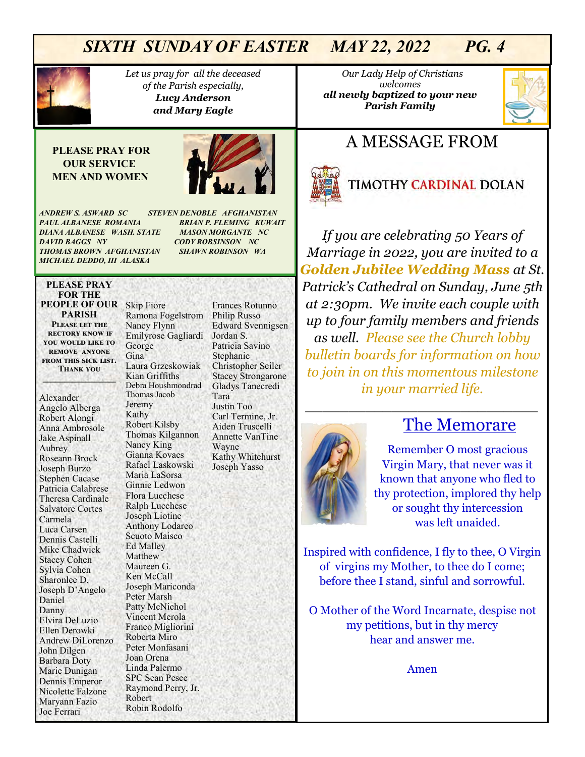*Let us pray for all the deceased of the Parish especially,*
***Lucy Anderson***
***and Mary Eagle***

*Our Lady Help of Christians welcomes*
***all newly baptized to your new Parish Family***

**PLEASE PRAY FOR OUR SERVICE MEN AND WOMEN**

*ANDREW S. ASWARD SC*
*PAUL ALBANESE ROMANIA*
*DIANA ALBANESE WASH. STATE*
*DAVID BAGGS NY*
*THOMAS BROWN AFGHANISTAN*
*MICHAEL DEDDO, III ALASKA*
*STEVEN DENOBLE AFGHANISTAN*
*BRIAN P. FLEMING KUWAIT*
*MASON MORGANTE NC*
*CODY ROBSINSON NC*
*SHAWN ROBINSON WA*

**PLEASE PRAY FOR THE PEOPLE OF OUR PARISH**

**Please let the rectory know if you would like to remove anyone from this sick list. Thank you**

Alexander
Angelo Alberga
Robert Alongi
Anna Ambrosole
Jake Aspinall
Aubrey
Roseann Brock
Joseph Burzo
Stephen Cacase
Patricia Calabrese
Theresa Cardinale
Salvatore Cortes
Carmela
Luca Carsen
Dennis Castelli
Mike Chadwick
Stacey Cohen
Sylvia Cohen
Sharonlee D.
Joseph D'Angelo
Daniel
Danny
Elvira DeLuzio
Ellen Derowki
Andrew DiLorenzo
John Dilgen
Barbara Doty
Marie Dunigan
Dennis Emperor
Nicolette Falzone
Maryann Fazio
Joe Ferrari
Skip Fiore
Ramona Fogelstrom
Nancy Flynn
Emilyrose Gagliardi
George
Gina
Laura Grzeskowiak
Kian Griffiths
Debra Houshmondrad
Thomas Jacob
Jeremy
Kathy
Robert Kilsby
Thomas Kilgannon
Nancy King
Gianna Kovacs
Rafael Laskowski
Maria LaSorsa
Ginnie Ledwon
Flora Lucchese
Ralph Lucchese
Joseph Liotine
Anthony Lodareo
Scuoto Maisco
Ed Malley
Matthew
Maureen G.
Ken McCall
Joseph Mariconda
Peter Marsh
Patty McNichol
Vincent Merola
Franco Migliorini
Roberta Miro
Peter Monfasani
Joan Orena
Linda Palermo
SPC Sean Pesce
Raymond Perry, Jr.
Robert
Robin Rodolfo
Frances Rotunno
Philip Russo
Edward Svennigsen
Jordan S.
Patricia Savino
Stephanie
Christopher Seiler
Stacey Strongarone
Gladys Tanecredi
Tara
Justin Too
Carl Termine, Jr.
Aiden Truscelli
Annette VanTine
Wayne
Kathy Whitehurst
Joseph Yasso

# A MESSAGE FROM

## TIMOTHY CARDINAL DOLAN

*If you are celebrating 50 Years of Marriage in 2022, you are invited to a **Golden Jubilee Wedding Mass** at St. Patrick's Cathedral on Sunday, June 5th at 2:30pm. We invite each couple with up to four family members and friends as well. Please see the Church lobby bulletin boards for information on how to join in on this momentous milestone in your married life.*

---

## The Memorare

Remember O most gracious Virgin Mary, that never was it known that anyone who fled to thy protection, implored thy help or sought thy intercession was left unaided.

Inspired with confidence, I fly to thee, O Virgin of virgins my Mother, to thee do I come; before thee I stand, sinful and sorrowful.

O Mother of the Word Incarnate, despise not my petitions, but in thy mercy hear and answer me.

Amen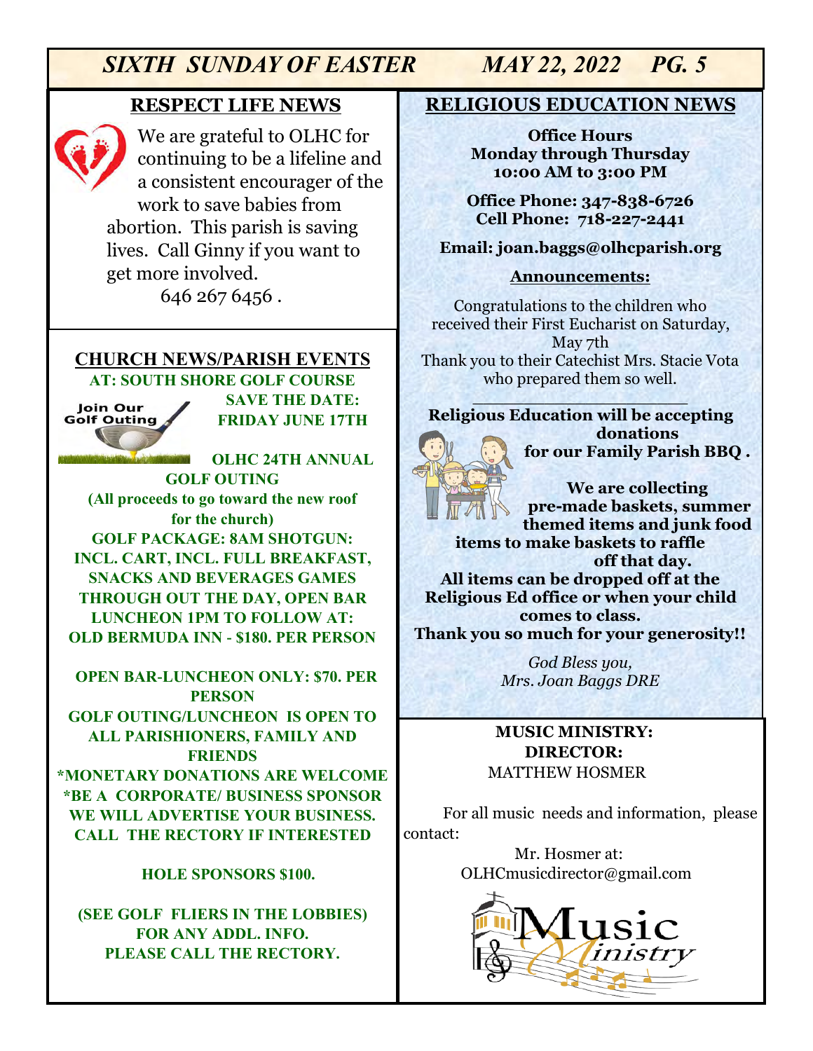## RESPECT LIFE NEWS

We are grateful to OLHC for continuing to be a lifeline and a consistent encourager of the work to save babies from abortion. This parish is saving lives. Call Ginny if you want to get more involved.

646 267 6456 .

## CHURCH NEWS/PARISH EVENTS

**AT: SOUTH SHORE GOLF COURSE**

Join Our Golf Outing

**SAVE THE DATE: FRIDAY JUNE 17TH**

**OLHC 24TH ANNUAL GOLF OUTING**

**(All proceeds to go toward the new roof for the church)**

**GOLF PACKAGE: 8AM SHOTGUN: INCL. CART, INCL. FULL BREAKFAST, SNACKS AND BEVERAGES GAMES THROUGH OUT THE DAY, OPEN BAR LUNCHEON 1PM TO FOLLOW AT: OLD BERMUDA INN - $180. PER PERSON**

**OPEN BAR-LUNCHEON ONLY: $70. PER PERSON**

**GOLF OUTING/LUNCHEON IS OPEN TO ALL PARISHIONERS, FAMILY AND FRIENDS**

**\*MONETARY DONATIONS ARE WELCOME**

**\*BE A CORPORATE/ BUSINESS SPONSOR WE WILL ADVERTISE YOUR BUSINESS. CALL THE RECTORY IF INTERESTED**

**HOLE SPONSORS $100.**

**(SEE GOLF FLIERS IN THE LOBBIES) FOR ANY ADDL. INFO. PLEASE CALL THE RECTORY.**

## RELIGIOUS EDUCATION NEWS

**Office Hours**
**Monday through Thursday**
**10:00 AM to 3:00 PM**

**Office Phone: 347-838-6726**
**Cell Phone: 718-227-2441**

**Email: joan.baggs@olhcparish.org**

**Announcements:**

Congratulations to the children who received their First Eucharist on Saturday, May 7th
Thank you to their Catechist Mrs. Stacie Vota who prepared them so well.

---

**Religious Education will be accepting donations for our Family Parish BBQ .**

**We are collecting pre-made baskets, summer themed items and junk food items to make baskets to raffle off that day.**

**All items can be dropped off at the Religious Ed office or when your child comes to class.**

**Thank you so much for your generosity!!**

*God Bless you,*
*Mrs. Joan Baggs DRE*

## MUSIC MINISTRY:

**DIRECTOR:**
MATTHEW HOSMER

For all music needs and information, please contact:

Mr. Hosmer at:
OLHCmusicdirector@gmail.com

Music Ministry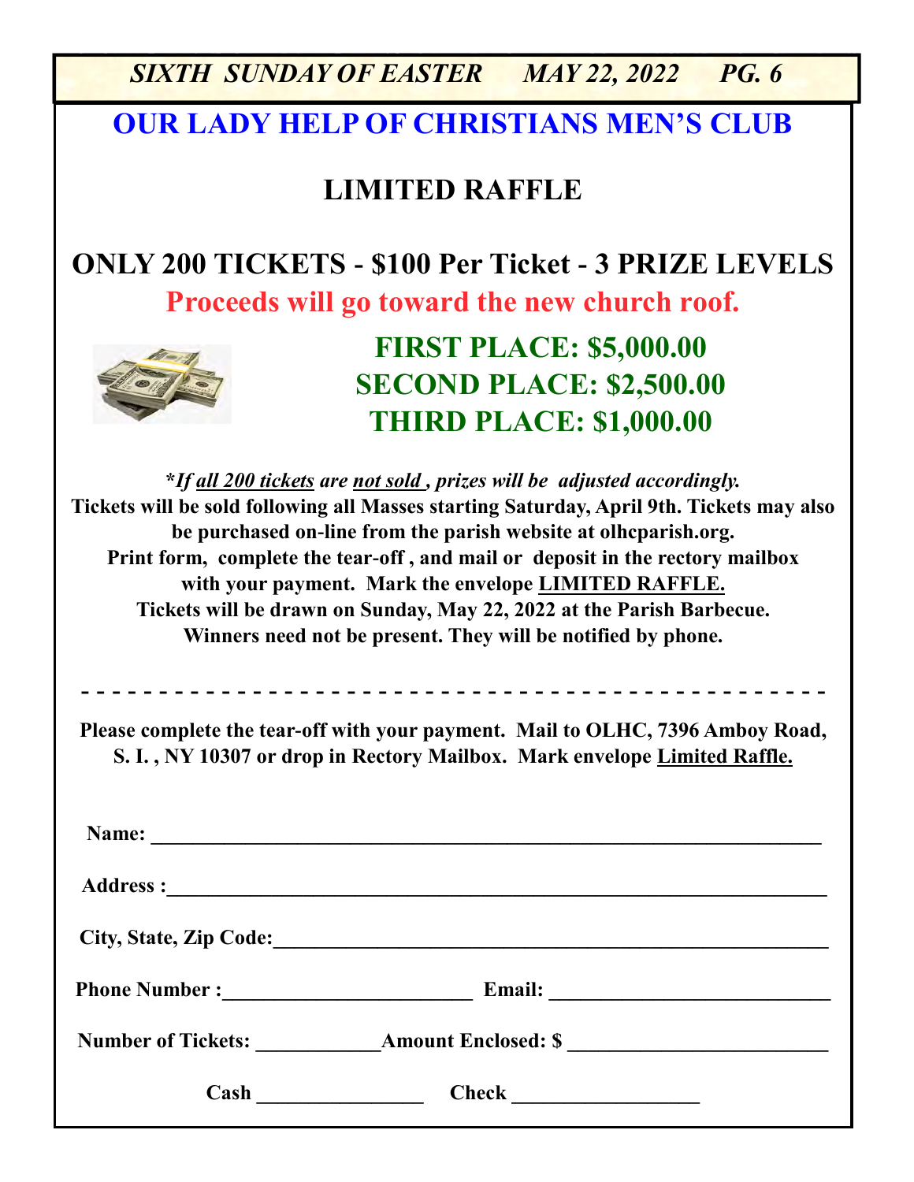# OUR LADY HELP OF CHRISTIANS MEN'S CLUB

## LIMITED RAFFLE

## ONLY 200 TICKETS - $100 Per Ticket - 3 PRIZE LEVELS

**Proceeds will go toward the new church roof.**

**FIRST PLACE: $5,000.00**
**SECOND PLACE: $2,500.00**
**THIRD PLACE: $1,000.00**

***If all 200 tickets are not sold , prizes will be adjusted accordingly.***

**Tickets will be sold following all Masses starting Saturday, April 9th. Tickets may also be purchased on-line from the parish website at olhcparish.org.**
**Print form, complete the tear-off , and mail or deposit in the rectory mailbox with your payment. Mark the envelope LIMITED RAFFLE.**
**Tickets will be drawn on Sunday, May 22, 2022 at the Parish Barbecue.**
**Winners need not be present. They will be notified by phone.**

- - - - - - - - - - - - - - - - - - - - - - - - - - - - - - - - - - - - - - - - - - - - - - - -

**Please complete the tear-off with your payment. Mail to OLHC, 7396 Amboy Road, S. I. , NY 10307 or drop in Rectory Mailbox. Mark envelope Limited Raffle.**

**Name:** ______________________________________________

**Address :**______________________________________________

**City, State, Zip Code:**_____________________________________

**Phone Number :**________________________ **Email:** ___________________________

**Number of Tickets:** ___________**Amount Enclosed: $** ________________________

**Cash** _______________ **Check** _________________